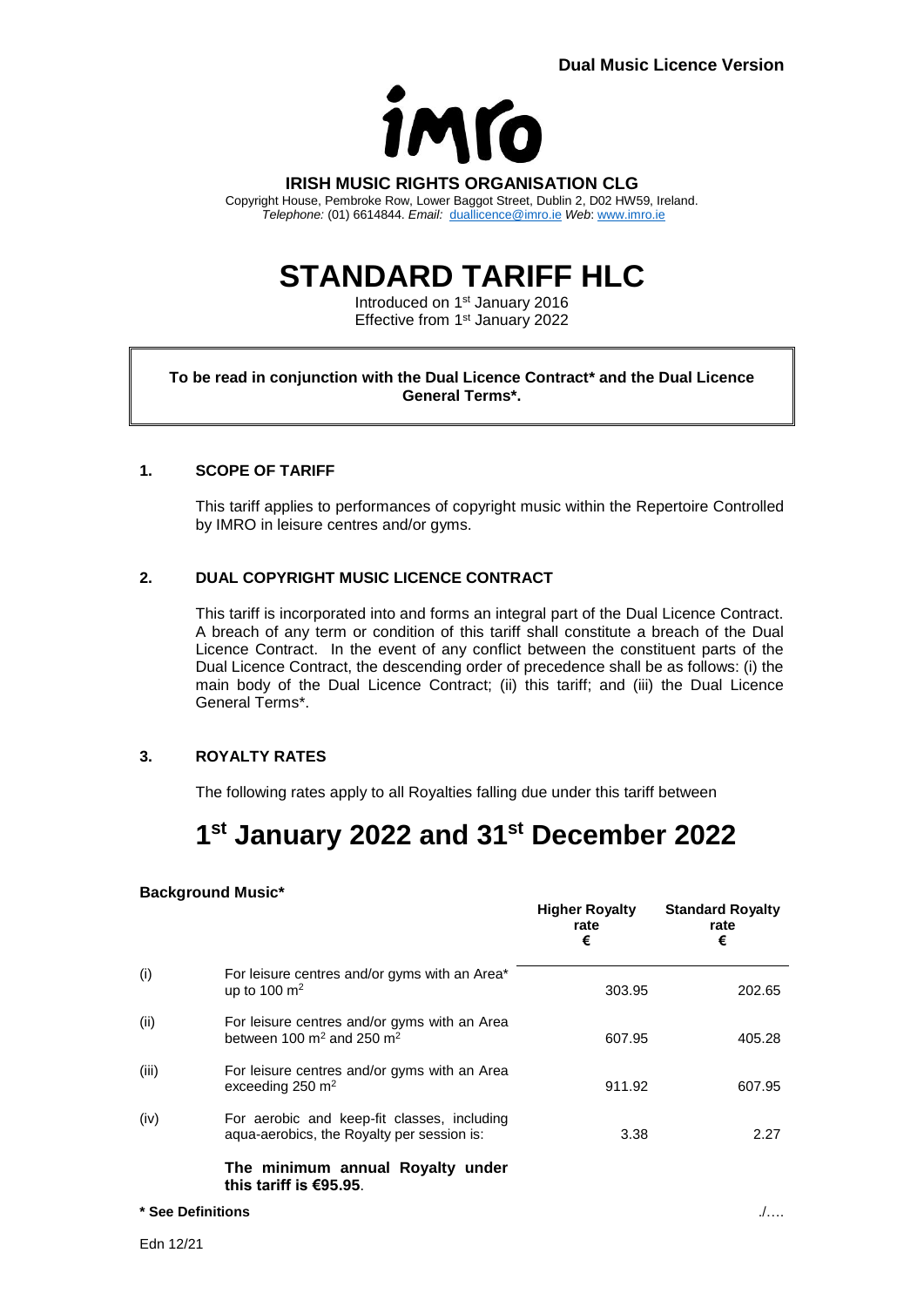**Dual Music Licence Version**

imro

**IRISH MUSIC RIGHTS ORGANISATION CLG**

Copyright House, Pembroke Row, Lower Baggot Street, Dublin 2, D02 HW59, Ireland.
*Telephone:* (01) 6614844. *Email:* duallicence@imro.ie *Web*: www.imro.ie

# STANDARD TARIFF HLC

Introduced on 1st January 2016
Effective from 1st January 2022

**To be read in conjunction with the Dual Licence Contract* and the Dual Licence General Terms*.**

## 1. SCOPE OF TARIFF

This tariff applies to performances of copyright music within the Repertoire Controlled by IMRO in leisure centres and/or gyms.

## 2. DUAL COPYRIGHT MUSIC LICENCE CONTRACT

This tariff is incorporated into and forms an integral part of the Dual Licence Contract. A breach of any term or condition of this tariff shall constitute a breach of the Dual Licence Contract. In the event of any conflict between the constituent parts of the Dual Licence Contract, the descending order of precedence shall be as follows: (i) the main body of the Dual Licence Contract; (ii) this tariff; and (iii) the Dual Licence General Terms*.

## 3. ROYALTY RATES

The following rates apply to all Royalties falling due under this tariff between

# 1st January 2022 and 31st December 2022

**Background Music***

| | | Higher Royalty rate € | Standard Royalty rate € |
|---|---|---|---|
| (i) | For leisure centres and/or gyms with an Area* up to 100 $m^2$ | 303.95 | 202.65 |
| (ii) | For leisure centres and/or gyms with an Area between 100 $m^2$ and 250 $m^2$ | 607.95 | 405.28 |
| (iii) | For leisure centres and/or gyms with an Area exceeding 250 $m^2$ | 911.92 | 607.95 |
| (iv) | For aerobic and keep-fit classes, including aqua-aerobics, the Royalty per session is: | 3.38 | 2.27 |

**The minimum annual Royalty under this tariff is €95.95**.

**\* See Definitions**

./….

Edn 12/21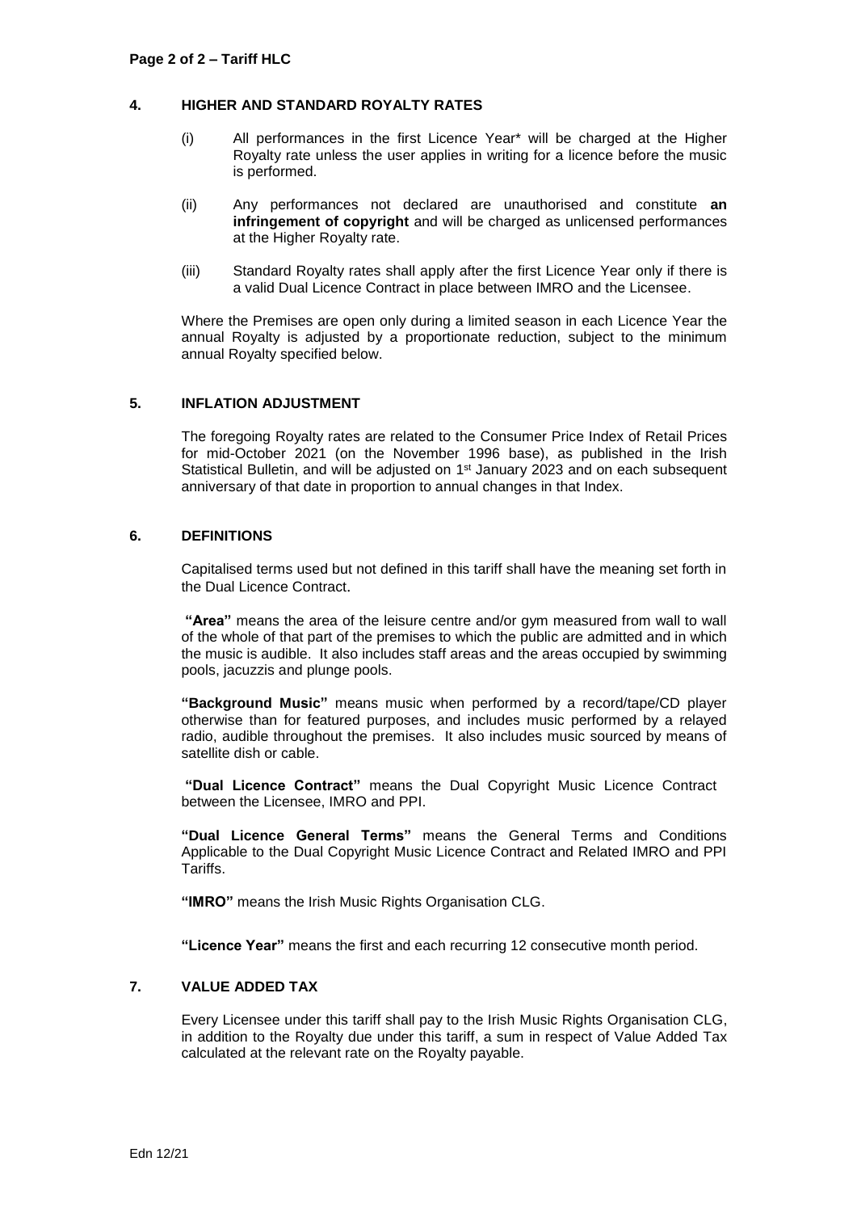## 4. HIGHER AND STANDARD ROYALTY RATES

(i) All performances in the first Licence Year* will be charged at the Higher Royalty rate unless the user applies in writing for a licence before the music is performed.

(ii) Any performances not declared are unauthorised and constitute **an infringement of copyright** and will be charged as unlicensed performances at the Higher Royalty rate.

(iii) Standard Royalty rates shall apply after the first Licence Year only if there is a valid Dual Licence Contract in place between IMRO and the Licensee.

Where the Premises are open only during a limited season in each Licence Year the annual Royalty is adjusted by a proportionate reduction, subject to the minimum annual Royalty specified below.

## 5. INFLATION ADJUSTMENT

The foregoing Royalty rates are related to the Consumer Price Index of Retail Prices for mid-October 2021 (on the November 1996 base), as published in the Irish Statistical Bulletin, and will be adjusted on 1st January 2023 and on each subsequent anniversary of that date in proportion to annual changes in that Index.

## 6. DEFINITIONS

Capitalised terms used but not defined in this tariff shall have the meaning set forth in the Dual Licence Contract.

**"Area"** means the area of the leisure centre and/or gym measured from wall to wall of the whole of that part of the premises to which the public are admitted and in which the music is audible. It also includes staff areas and the areas occupied by swimming pools, jacuzzis and plunge pools.

**"Background Music"** means music when performed by a record/tape/CD player otherwise than for featured purposes, and includes music performed by a relayed radio, audible throughout the premises. It also includes music sourced by means of satellite dish or cable.

**"Dual Licence Contract"** means the Dual Copyright Music Licence Contract between the Licensee, IMRO and PPI.

**"Dual Licence General Terms"** means the General Terms and Conditions Applicable to the Dual Copyright Music Licence Contract and Related IMRO and PPI Tariffs.

**"IMRO"** means the Irish Music Rights Organisation CLG.

**"Licence Year"** means the first and each recurring 12 consecutive month period.

## 7. VALUE ADDED TAX

Every Licensee under this tariff shall pay to the Irish Music Rights Organisation CLG, in addition to the Royalty due under this tariff, a sum in respect of Value Added Tax calculated at the relevant rate on the Royalty payable.

Edn 12/21